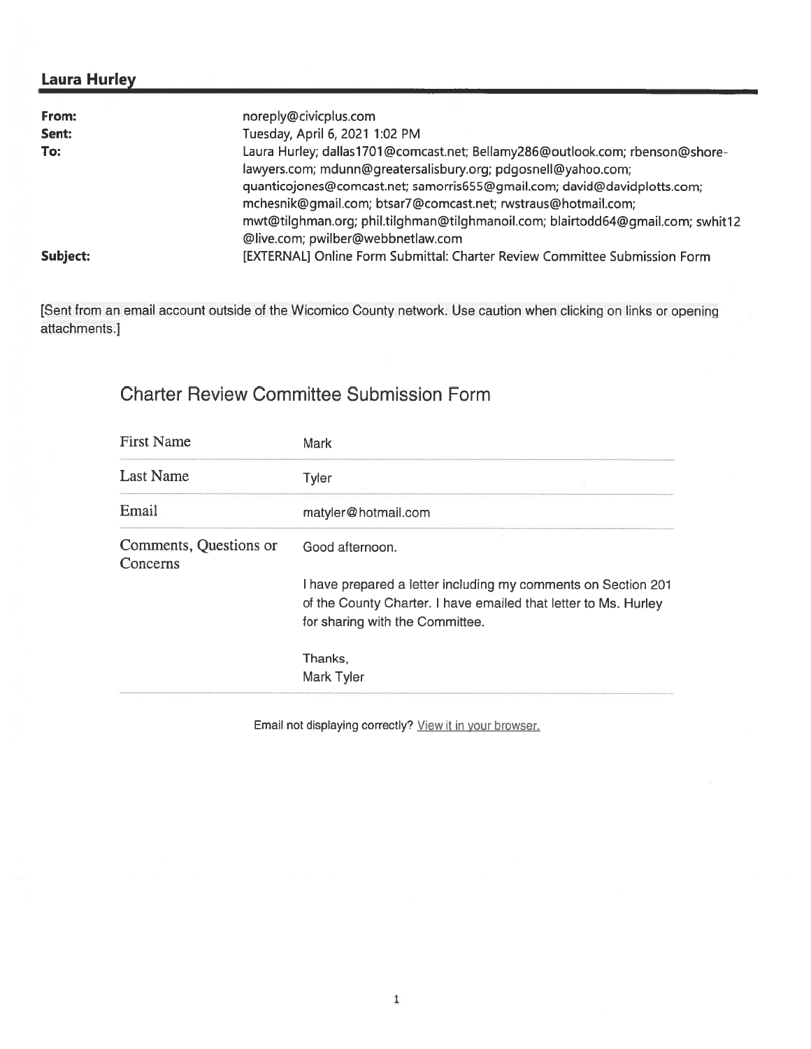## Laura Hurley

| | |
|---|---|
| **From:** | noreply@civicplus.com |
| **Sent:** | Tuesday, April 6, 2021 1:02 PM |
| **To:** | Laura Hurley; dallas1701@comcast.net; Bellamy286@outlook.com; rbenson@shore-lawyers.com; mdunn@greatersalisbury.org; pdgosnell@yahoo.com; quanticojones@comcast.net; samorris655@gmail.com; david@davidplotts.com; mchesnik@gmail.com; btsar7@comcast.net; rwstraus@hotmail.com; mwt@tilghman.org; phil.tilghman@tilghmanoil.com; blairtodd64@gmail.com; swhit12@live.com; pwilber@webbnetlaw.com |
| **Subject:** | [EXTERNAL] Online Form Submittal: Charter Review Committee Submission Form |

[Sent from an email account outside of the Wicomico County network. Use caution when clicking on links or opening attachments.]

# Charter Review Committee Submission Form

| | |
|---|---|
| First Name | Mark |
| Last Name | Tyler |
| Email | matyler@hotmail.com |
| Comments, Questions or Concerns | Good afternoon.<br><br>I have prepared a letter including my comments on Section 201 of the County Charter. I have emailed that letter to Ms. Hurley for sharing with the Committee.<br><br>Thanks,<br>Mark Tyler |

Email not displaying correctly? View it in your browser.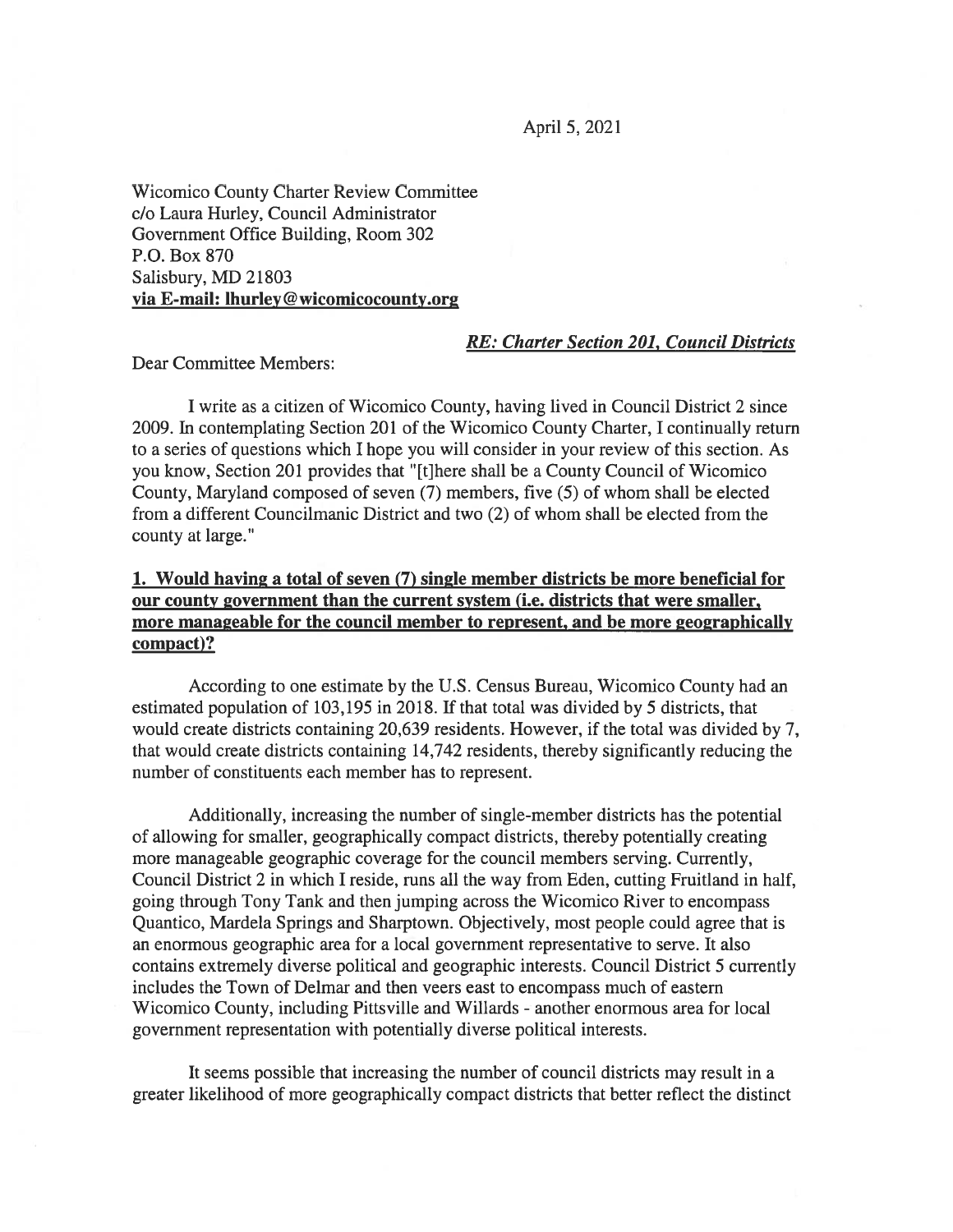April 5, 2021

Wicomico County Charter Review Committee
c/o Laura Hurley, Council Administrator
Government Office Building, Room 302
P.O. Box 870
Salisbury, MD 21803
**via E-mail: lhurley@wicomicocounty.org**

***RE: Charter Section 201, Council Districts***

Dear Committee Members:

I write as a citizen of Wicomico County, having lived in Council District 2 since 2009. In contemplating Section 201 of the Wicomico County Charter, I continually return to a series of questions which I hope you will consider in your review of this section. As you know, Section 201 provides that "[t]here shall be a County Council of Wicomico County, Maryland composed of seven (7) members, five (5) of whom shall be elected from a different Councilmanic District and two (2) of whom shall be elected from the county at large."

**1. Would having a total of seven (7) single member districts be more beneficial for our county government than the current system (i.e. districts that were smaller, more manageable for the council member to represent, and be more geographically compact)?**

According to one estimate by the U.S. Census Bureau, Wicomico County had an estimated population of 103,195 in 2018. If that total was divided by 5 districts, that would create districts containing 20,639 residents. However, if the total was divided by 7, that would create districts containing 14,742 residents, thereby significantly reducing the number of constituents each member has to represent.

Additionally, increasing the number of single-member districts has the potential of allowing for smaller, geographically compact districts, thereby potentially creating more manageable geographic coverage for the council members serving. Currently, Council District 2 in which I reside, runs all the way from Eden, cutting Fruitland in half, going through Tony Tank and then jumping across the Wicomico River to encompass Quantico, Mardela Springs and Sharptown. Objectively, most people could agree that is an enormous geographic area for a local government representative to serve. It also contains extremely diverse political and geographic interests. Council District 5 currently includes the Town of Delmar and then veers east to encompass much of eastern Wicomico County, including Pittsville and Willards - another enormous area for local government representation with potentially diverse political interests.

It seems possible that increasing the number of council districts may result in a greater likelihood of more geographically compact districts that better reflect the distinct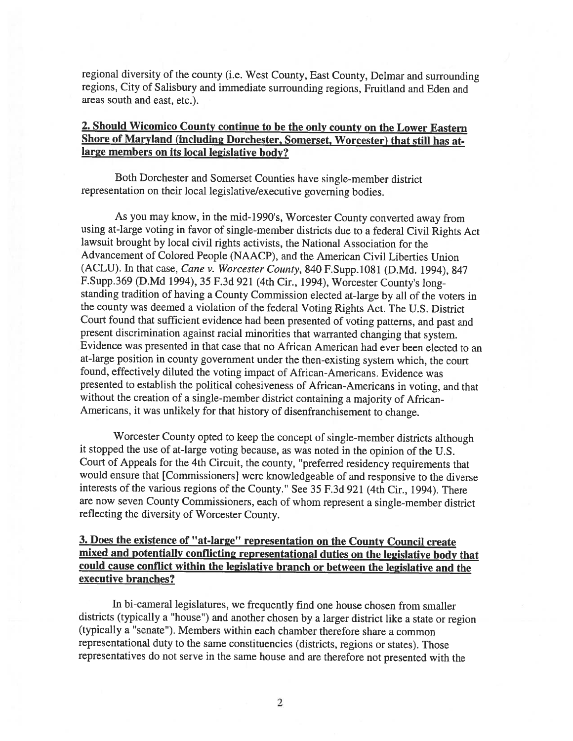regional diversity of the county (i.e. West County, East County, Delmar and surrounding regions, City of Salisbury and immediate surrounding regions, Fruitland and Eden and areas south and east, etc.).

**2. Should Wicomico County continue to be the only county on the Lower Eastern Shore of Maryland (including Dorchester, Somerset, Worcester) that still has at-large members on its local legislative body?**

Both Dorchester and Somerset Counties have single-member district representation on their local legislative/executive governing bodies.

As you may know, in the mid-1990's, Worcester County converted away from using at-large voting in favor of single-member districts due to a federal Civil Rights Act lawsuit brought by local civil rights activists, the National Association for the Advancement of Colored People (NAACP), and the American Civil Liberties Union (ACLU). In that case, *Cane v. Worcester County*, 840 F.Supp.1081 (D.Md. 1994), 847 F.Supp.369 (D.Md 1994), 35 F.3d 921 (4th Cir., 1994), Worcester County's long-standing tradition of having a County Commission elected at-large by all of the voters in the county was deemed a violation of the federal Voting Rights Act. The U.S. District Court found that sufficient evidence had been presented of voting patterns, and past and present discrimination against racial minorities that warranted changing that system. Evidence was presented in that case that no African American had ever been elected to an at-large position in county government under the then-existing system which, the court found, effectively diluted the voting impact of African-Americans. Evidence was presented to establish the political cohesiveness of African-Americans in voting, and that without the creation of a single-member district containing a majority of African-Americans, it was unlikely for that history of disenfranchisement to change.

Worcester County opted to keep the concept of single-member districts although it stopped the use of at-large voting because, as was noted in the opinion of the U.S. Court of Appeals for the 4th Circuit, the county, "preferred residency requirements that would ensure that [Commissioners] were knowledgeable of and responsive to the diverse interests of the various regions of the County." See 35 F.3d 921 (4th Cir., 1994). There are now seven County Commissioners, each of whom represent a single-member district reflecting the diversity of Worcester County.

**3. Does the existence of "at-large" representation on the County Council create mixed and potentially conflicting representational duties on the legislative body that could cause conflict within the legislative branch or between the legislative and the executive branches?**

In bi-cameral legislatures, we frequently find one house chosen from smaller districts (typically a "house") and another chosen by a larger district like a state or region (typically a "senate"). Members within each chamber therefore share a common representational duty to the same constituencies (districts, regions or states). Those representatives do not serve in the same house and are therefore not presented with the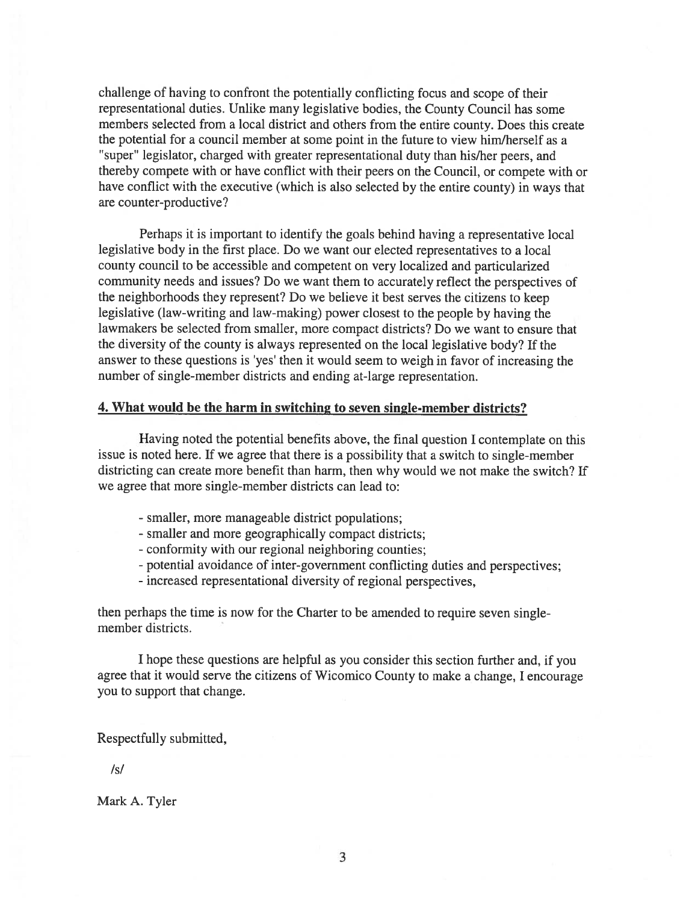challenge of having to confront the potentially conflicting focus and scope of their representational duties. Unlike many legislative bodies, the County Council has some members selected from a local district and others from the entire county. Does this create the potential for a council member at some point in the future to view him/herself as a "super" legislator, charged with greater representational duty than his/her peers, and thereby compete with or have conflict with their peers on the Council, or compete with or have conflict with the executive (which is also selected by the entire county) in ways that are counter-productive?

Perhaps it is important to identify the goals behind having a representative local legislative body in the first place. Do we want our elected representatives to a local county council to be accessible and competent on very localized and particularized community needs and issues? Do we want them to accurately reflect the perspectives of the neighborhoods they represent? Do we believe it best serves the citizens to keep legislative (law-writing and law-making) power closest to the people by having the lawmakers be selected from smaller, more compact districts? Do we want to ensure that the diversity of the county is always represented on the local legislative body? If the answer to these questions is 'yes' then it would seem to weigh in favor of increasing the number of single-member districts and ending at-large representation.

**4. What would be the harm in switching to seven single-member districts?**

Having noted the potential benefits above, the final question I contemplate on this issue is noted here. If we agree that there is a possibility that a switch to single-member districting can create more benefit than harm, then why would we not make the switch? If we agree that more single-member districts can lead to:

- smaller, more manageable district populations;
- smaller and more geographically compact districts;
- conformity with our regional neighboring counties;
- potential avoidance of inter-government conflicting duties and perspectives;
- increased representational diversity of regional perspectives,

then perhaps the time is now for the Charter to be amended to require seven single-member districts.

I hope these questions are helpful as you consider this section further and, if you agree that it would serve the citizens of Wicomico County to make a change, I encourage you to support that change.

Respectfully submitted,

/s/

Mark A. Tyler